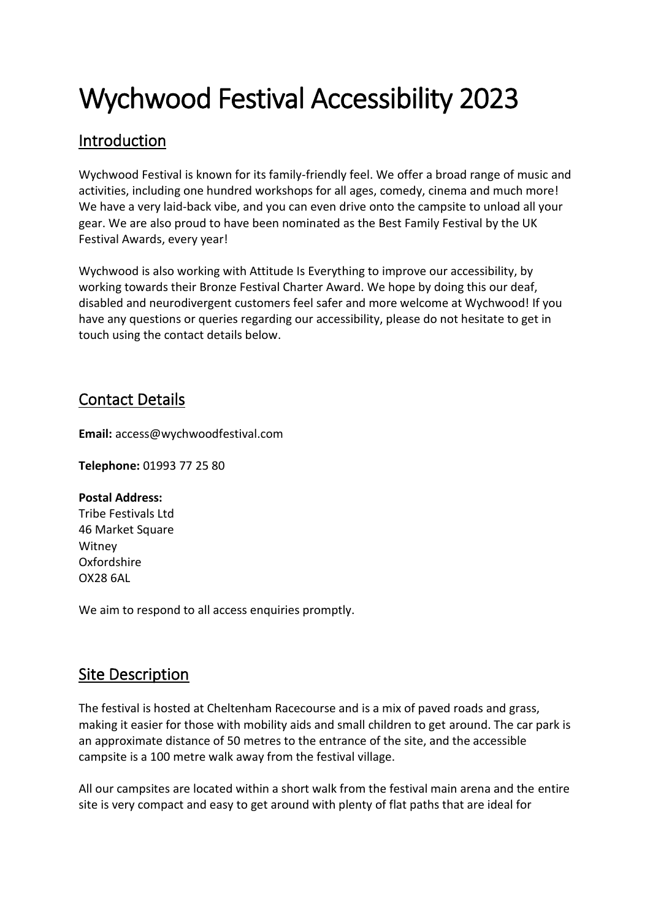# Wychwood Festival Accessibility 2023

## Introduction

Wychwood Festival is known for its family-friendly feel. We offer a broad range of music and activities, including one hundred workshops for all ages, comedy, cinema and much more! We have a very laid-back vibe, and you can even drive onto the campsite to unload all your gear. We are also proud to have been nominated as the Best Family Festival by the UK Festival Awards, every year!

Wychwood is also working with Attitude Is Everything to improve our accessibility, by working towards their Bronze Festival Charter Award. We hope by doing this our deaf, disabled and neurodivergent customers feel safer and more welcome at Wychwood! If you have any questions or queries regarding our accessibility, please do not hesitate to get in touch using the contact details below.

## Contact Details

**Email:** access@wychwoodfestival.com

**Telephone:** 01993 77 25 80

**Postal Address:**
Tribe Festivals Ltd
46 Market Square
Witney
Oxfordshire
OX28 6AL

We aim to respond to all access enquiries promptly.

## Site Description

The festival is hosted at Cheltenham Racecourse and is a mix of paved roads and grass, making it easier for those with mobility aids and small children to get around. The car park is an approximate distance of 50 metres to the entrance of the site, and the accessible campsite is a 100 metre walk away from the festival village.

All our campsites are located within a short walk from the festival main arena and the entire site is very compact and easy to get around with plenty of flat paths that are ideal for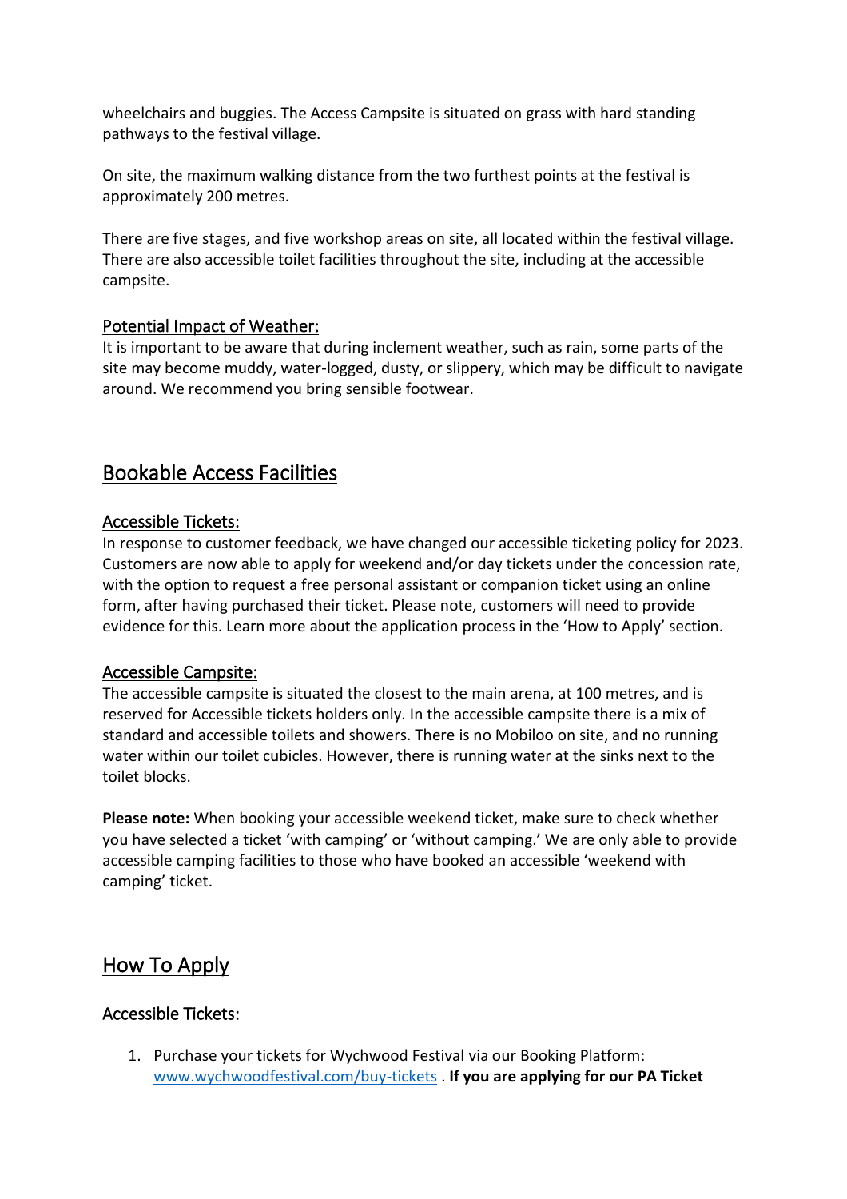wheelchairs and buggies. The Access Campsite is situated on grass with hard standing pathways to the festival village.

On site, the maximum walking distance from the two furthest points at the festival is approximately 200 metres.

There are five stages, and five workshop areas on site, all located within the festival village. There are also accessible toilet facilities throughout the site, including at the accessible campsite.

### Potential Impact of Weather:

It is important to be aware that during inclement weather, such as rain, some parts of the site may become muddy, water-logged, dusty, or slippery, which may be difficult to navigate around. We recommend you bring sensible footwear.

## Bookable Access Facilities

### Accessible Tickets:

In response to customer feedback, we have changed our accessible ticketing policy for 2023. Customers are now able to apply for weekend and/or day tickets under the concession rate, with the option to request a free personal assistant or companion ticket using an online form, after having purchased their ticket. Please note, customers will need to provide evidence for this. Learn more about the application process in the 'How to Apply' section.

### Accessible Campsite:

The accessible campsite is situated the closest to the main arena, at 100 metres, and is reserved for Accessible tickets holders only. In the accessible campsite there is a mix of standard and accessible toilets and showers. There is no Mobiloo on site, and no running water within our toilet cubicles. However, there is running water at the sinks next to the toilet blocks.

**Please note:** When booking your accessible weekend ticket, make sure to check whether you have selected a ticket 'with camping' or 'without camping.' We are only able to provide accessible camping facilities to those who have booked an accessible 'weekend with camping' ticket.

## How To Apply

### Accessible Tickets:

1. Purchase your tickets for Wychwood Festival via our Booking Platform: www.wychwoodfestival.com/buy-tickets . **If you are applying for our PA Ticket**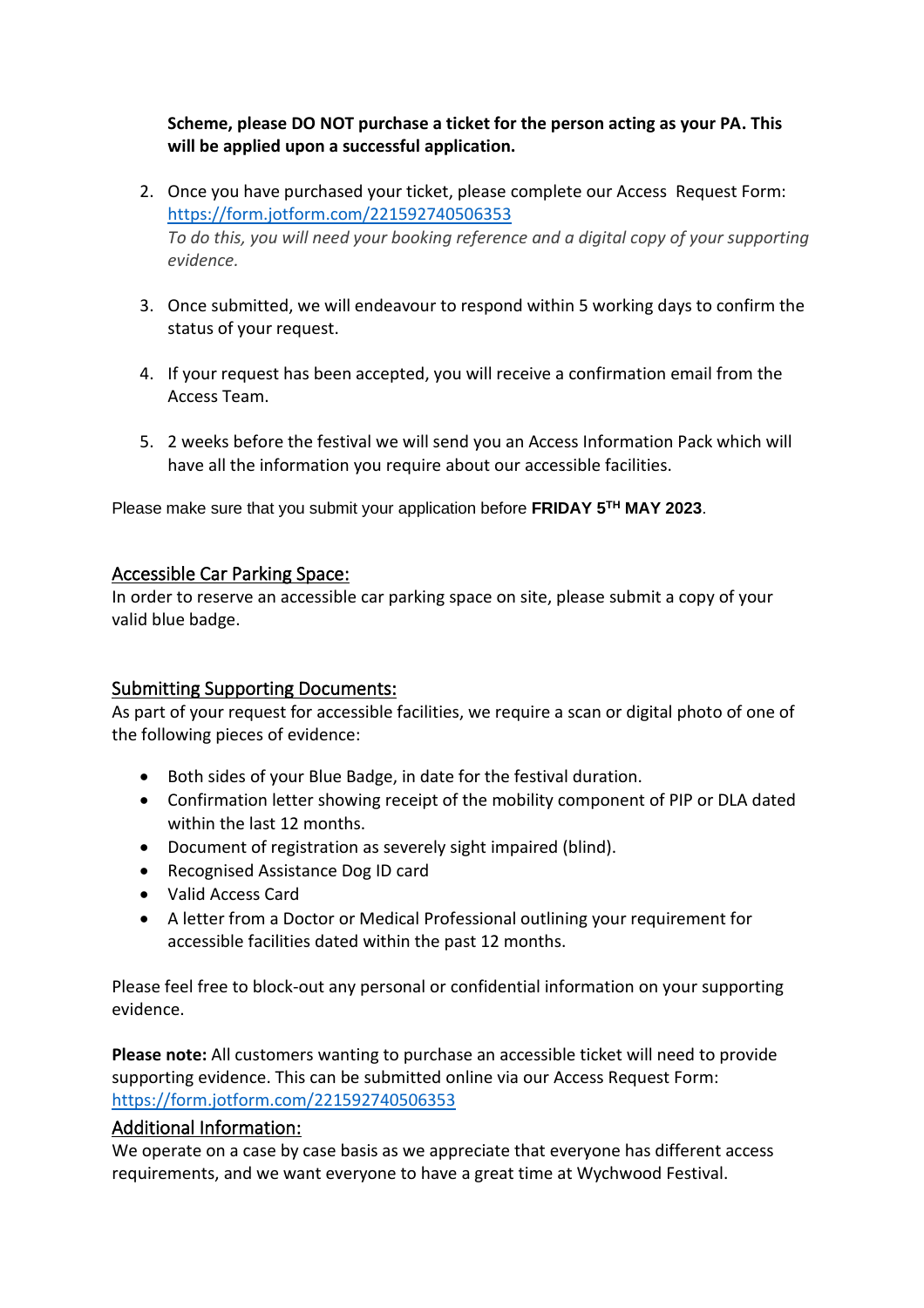**Scheme, please DO NOT purchase a ticket for the person acting as your PA. This will be applied upon a successful application.**

2. Once you have purchased your ticket, please complete our Access Request Form: [https://form.jotform.com/221592740506353](https://form.jotform.com/221592740506353)
   *To do this, you will need your booking reference and a digital copy of your supporting evidence.*

3. Once submitted, we will endeavour to respond within 5 working days to confirm the status of your request.

4. If your request has been accepted, you will receive a confirmation email from the Access Team.

5. 2 weeks before the festival we will send you an Access Information Pack which will have all the information you require about our accessible facilities.

Please make sure that you submit your application before **FRIDAY 5TH MAY 2023**.

## Accessible Car Parking Space:

In order to reserve an accessible car parking space on site, please submit a copy of your valid blue badge.

## Submitting Supporting Documents:

As part of your request for accessible facilities, we require a scan or digital photo of one of the following pieces of evidence:

- Both sides of your Blue Badge, in date for the festival duration.
- Confirmation letter showing receipt of the mobility component of PIP or DLA dated within the last 12 months.
- Document of registration as severely sight impaired (blind).
- Recognised Assistance Dog ID card
- Valid Access Card
- A letter from a Doctor or Medical Professional outlining your requirement for accessible facilities dated within the past 12 months.

Please feel free to block-out any personal or confidential information on your supporting evidence.

**Please note:** All customers wanting to purchase an accessible ticket will need to provide supporting evidence. This can be submitted online via our Access Request Form: [https://form.jotform.com/221592740506353](https://form.jotform.com/221592740506353)

## Additional Information:

We operate on a case by case basis as we appreciate that everyone has different access requirements, and we want everyone to have a great time at Wychwood Festival.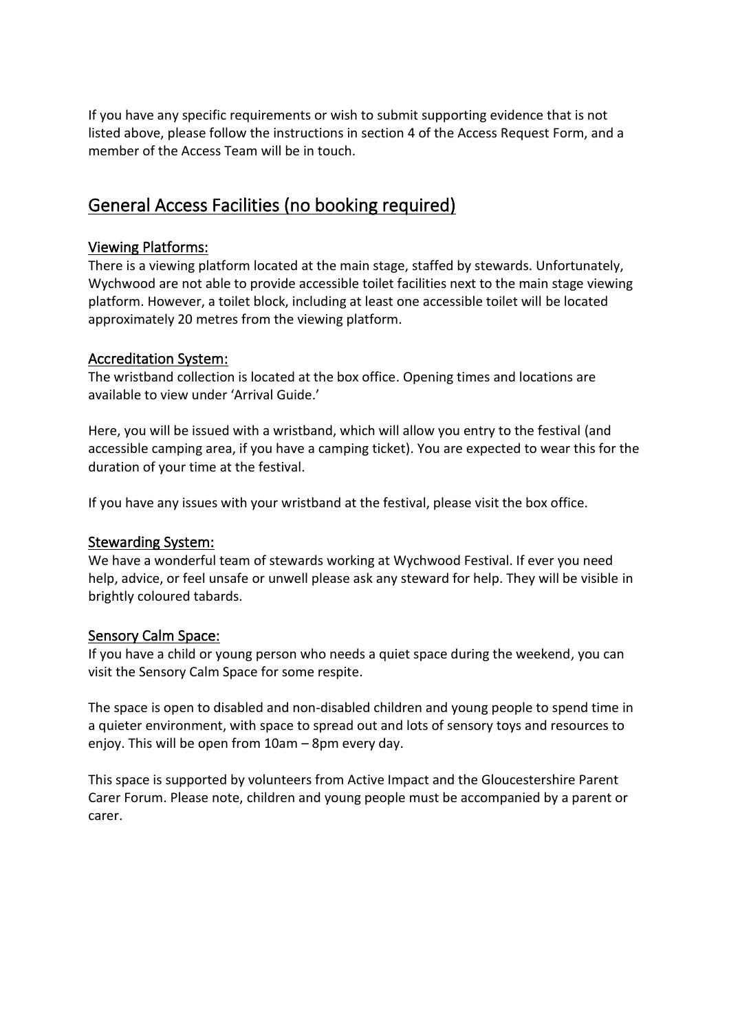If you have any specific requirements or wish to submit supporting evidence that is not listed above, please follow the instructions in section 4 of the Access Request Form, and a member of the Access Team will be in touch.

## General Access Facilities (no booking required)

### Viewing Platforms:

There is a viewing platform located at the main stage, staffed by stewards. Unfortunately, Wychwood are not able to provide accessible toilet facilities next to the main stage viewing platform. However, a toilet block, including at least one accessible toilet will be located approximately 20 metres from the viewing platform.

### Accreditation System:

The wristband collection is located at the box office. Opening times and locations are available to view under 'Arrival Guide.'

Here, you will be issued with a wristband, which will allow you entry to the festival (and accessible camping area, if you have a camping ticket). You are expected to wear this for the duration of your time at the festival.

If you have any issues with your wristband at the festival, please visit the box office.

### Stewarding System:

We have a wonderful team of stewards working at Wychwood Festival. If ever you need help, advice, or feel unsafe or unwell please ask any steward for help. They will be visible in brightly coloured tabards.

### Sensory Calm Space:

If you have a child or young person who needs a quiet space during the weekend, you can visit the Sensory Calm Space for some respite.

The space is open to disabled and non-disabled children and young people to spend time in a quieter environment, with space to spread out and lots of sensory toys and resources to enjoy. This will be open from 10am – 8pm every day.

This space is supported by volunteers from Active Impact and the Gloucestershire Parent Carer Forum. Please note, children and young people must be accompanied by a parent or carer.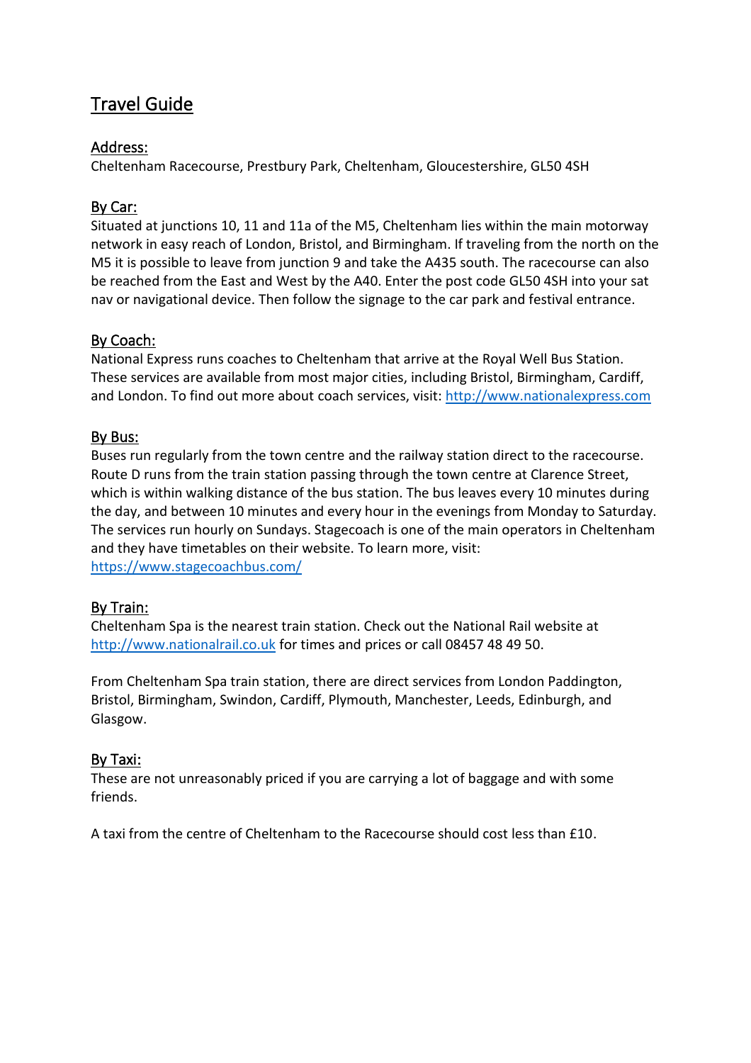# Travel Guide

## Address:

Cheltenham Racecourse, Prestbury Park, Cheltenham, Gloucestershire, GL50 4SH

## By Car:

Situated at junctions 10, 11 and 11a of the M5, Cheltenham lies within the main motorway network in easy reach of London, Bristol, and Birmingham. If traveling from the north on the M5 it is possible to leave from junction 9 and take the A435 south. The racecourse can also be reached from the East and West by the A40. Enter the post code GL50 4SH into your sat nav or navigational device. Then follow the signage to the car park and festival entrance.

## By Coach:

National Express runs coaches to Cheltenham that arrive at the Royal Well Bus Station. These services are available from most major cities, including Bristol, Birmingham, Cardiff, and London. To find out more about coach services, visit: [http://www.nationalexpress.com](http://www.nationalexpress.com)

## By Bus:

Buses run regularly from the town centre and the railway station direct to the racecourse. Route D runs from the train station passing through the town centre at Clarence Street, which is within walking distance of the bus station. The bus leaves every 10 minutes during the day, and between 10 minutes and every hour in the evenings from Monday to Saturday. The services run hourly on Sundays. Stagecoach is one of the main operators in Cheltenham and they have timetables on their website. To learn more, visit: [https://www.stagecoachbus.com/](https://www.stagecoachbus.com/)

## By Train:

Cheltenham Spa is the nearest train station. Check out the National Rail website at [http://www.nationalrail.co.uk](http://www.nationalrail.co.uk) for times and prices or call 08457 48 49 50.

From Cheltenham Spa train station, there are direct services from London Paddington, Bristol, Birmingham, Swindon, Cardiff, Plymouth, Manchester, Leeds, Edinburgh, and Glasgow.

## By Taxi:

These are not unreasonably priced if you are carrying a lot of baggage and with some friends.

A taxi from the centre of Cheltenham to the Racecourse should cost less than £10.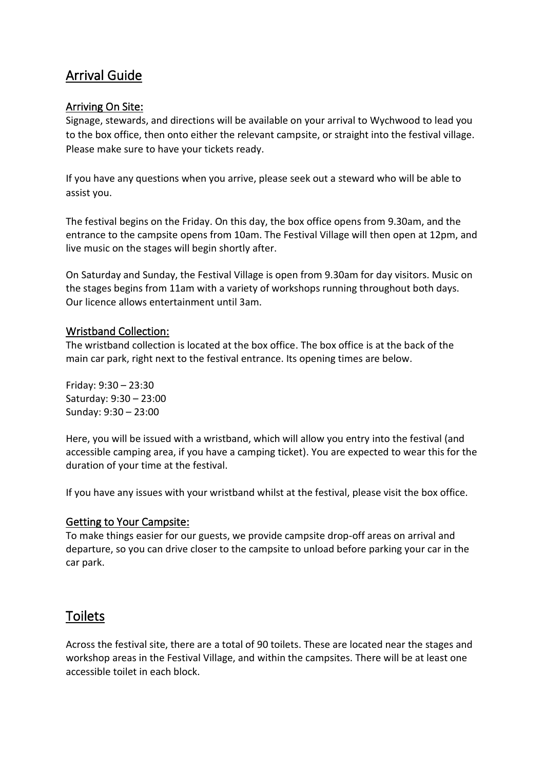# Arrival Guide

## Arriving On Site:

Signage, stewards, and directions will be available on your arrival to Wychwood to lead you to the box office, then onto either the relevant campsite, or straight into the festival village. Please make sure to have your tickets ready.

If you have any questions when you arrive, please seek out a steward who will be able to assist you.

The festival begins on the Friday. On this day, the box office opens from 9.30am, and the entrance to the campsite opens from 10am. The Festival Village will then open at 12pm, and live music on the stages will begin shortly after.

On Saturday and Sunday, the Festival Village is open from 9.30am for day visitors. Music on the stages begins from 11am with a variety of workshops running throughout both days. Our licence allows entertainment until 3am.

## Wristband Collection:

The wristband collection is located at the box office. The box office is at the back of the main car park, right next to the festival entrance. Its opening times are below.

Friday: 9:30 – 23:30
Saturday: 9:30 – 23:00
Sunday: 9:30 – 23:00

Here, you will be issued with a wristband, which will allow you entry into the festival (and accessible camping area, if you have a camping ticket). You are expected to wear this for the duration of your time at the festival.

If you have any issues with your wristband whilst at the festival, please visit the box office.

## Getting to Your Campsite:

To make things easier for our guests, we provide campsite drop-off areas on arrival and departure, so you can drive closer to the campsite to unload before parking your car in the car park.

# Toilets

Across the festival site, there are a total of 90 toilets. These are located near the stages and workshop areas in the Festival Village, and within the campsites. There will be at least one accessible toilet in each block.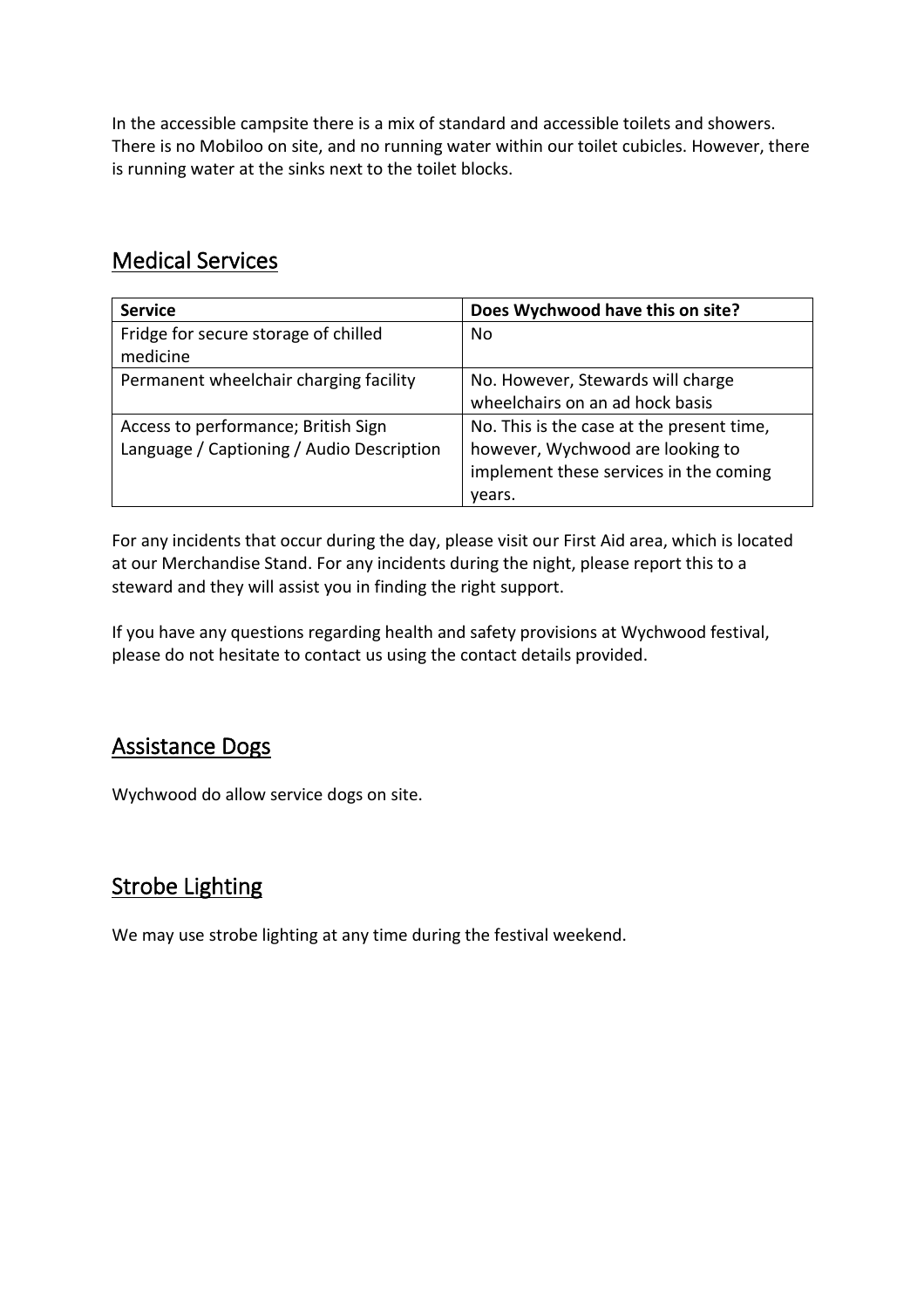In the accessible campsite there is a mix of standard and accessible toilets and showers. There is no Mobiloo on site, and no running water within our toilet cubicles. However, there is running water at the sinks next to the toilet blocks.

## Medical Services

| Service | Does Wychwood have this on site? |
| --- | --- |
| Fridge for secure storage of chilled medicine | No |
| Permanent wheelchair charging facility | No. However, Stewards will charge wheelchairs on an ad hock basis |
| Access to performance; British Sign Language / Captioning / Audio Description | No. This is the case at the present time, however, Wychwood are looking to implement these services in the coming years. |

For any incidents that occur during the day, please visit our First Aid area, which is located at our Merchandise Stand. For any incidents during the night, please report this to a steward and they will assist you in finding the right support.

If you have any questions regarding health and safety provisions at Wychwood festival, please do not hesitate to contact us using the contact details provided.

## Assistance Dogs

Wychwood do allow service dogs on site.

## Strobe Lighting

We may use strobe lighting at any time during the festival weekend.